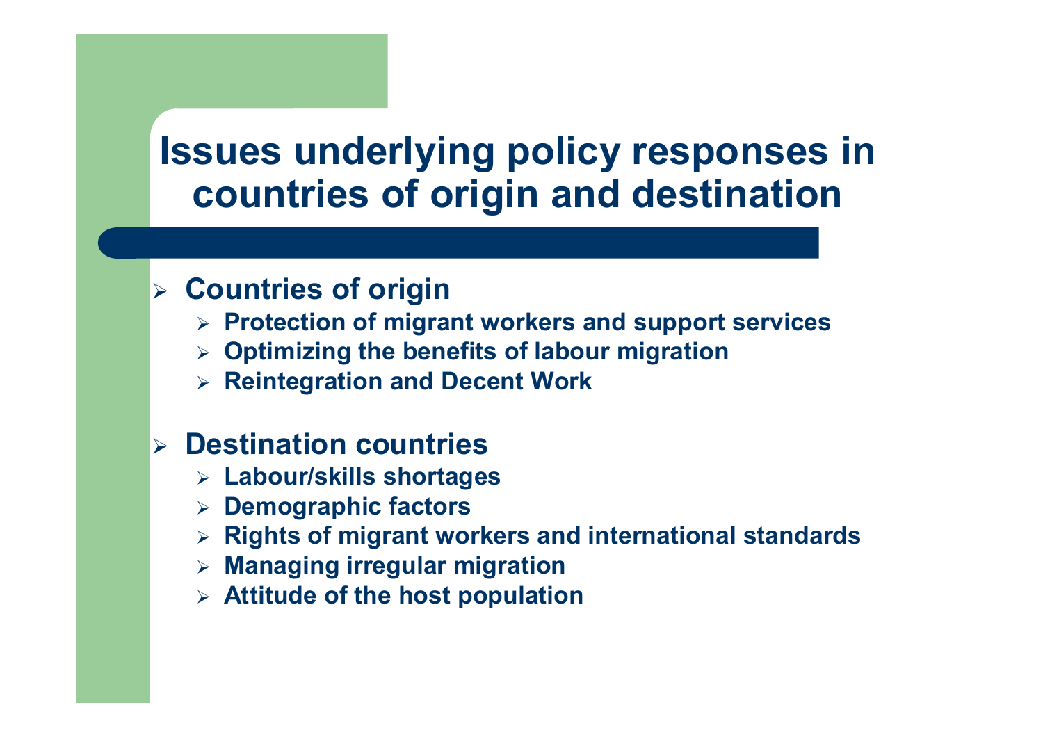# Issues underlying policy responses in countries of origin and destination

- **Countries of origin**
  - **Protection of migrant workers and support services**
  - **Optimizing the benefits of labour migration**
  - **Reintegration and Decent Work**

- **Destination countries**
  - **Labour/skills shortages**
  - **Demographic factors**
  - **Rights of migrant workers and international standards**
  - **Managing irregular migration**
  - **Attitude of the host population**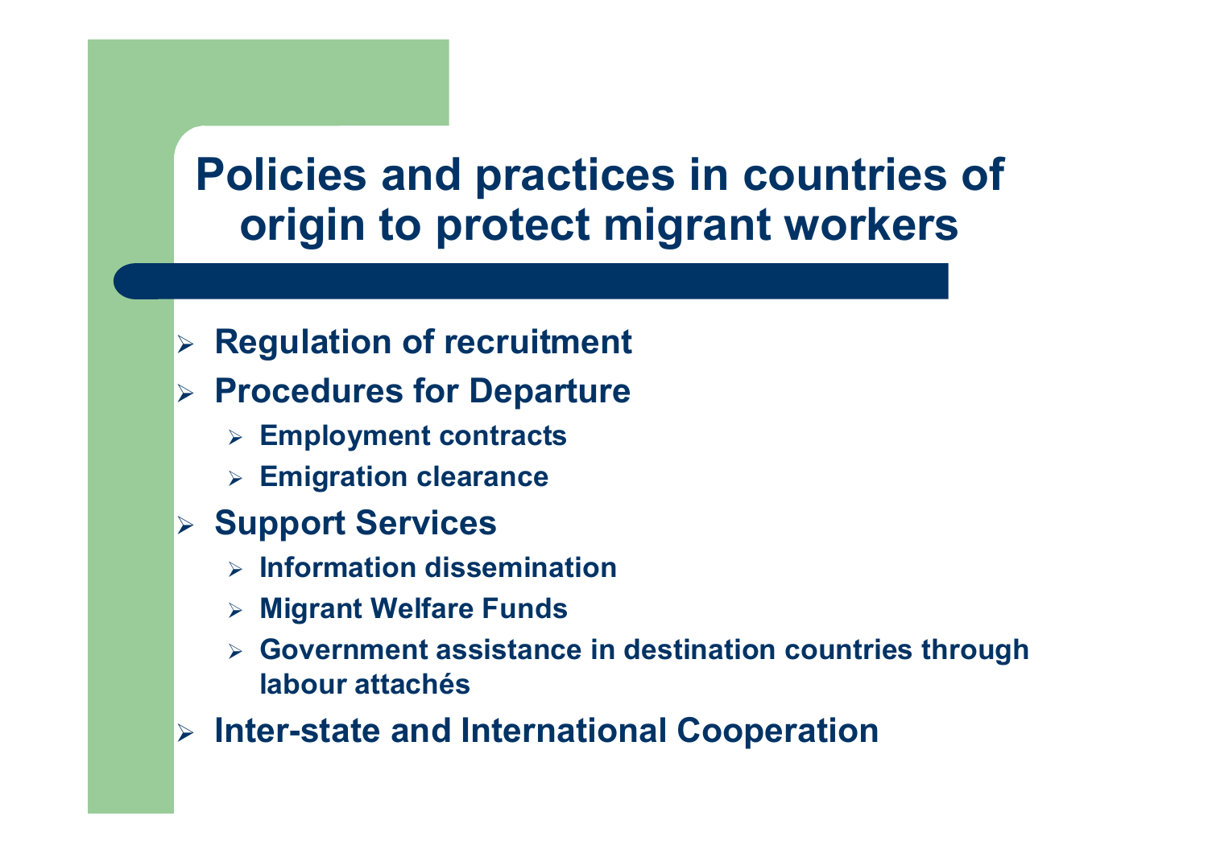# Policies and practices in countries of origin to protect migrant workers

- **Regulation of recruitment**
- **Procedures for Departure**
  - **Employment contracts**
  - **Emigration clearance**
- **Support Services**
  - **Information dissemination**
  - **Migrant Welfare Funds**
  - **Government assistance in destination countries through labour attachés**
- **Inter-state and International Cooperation**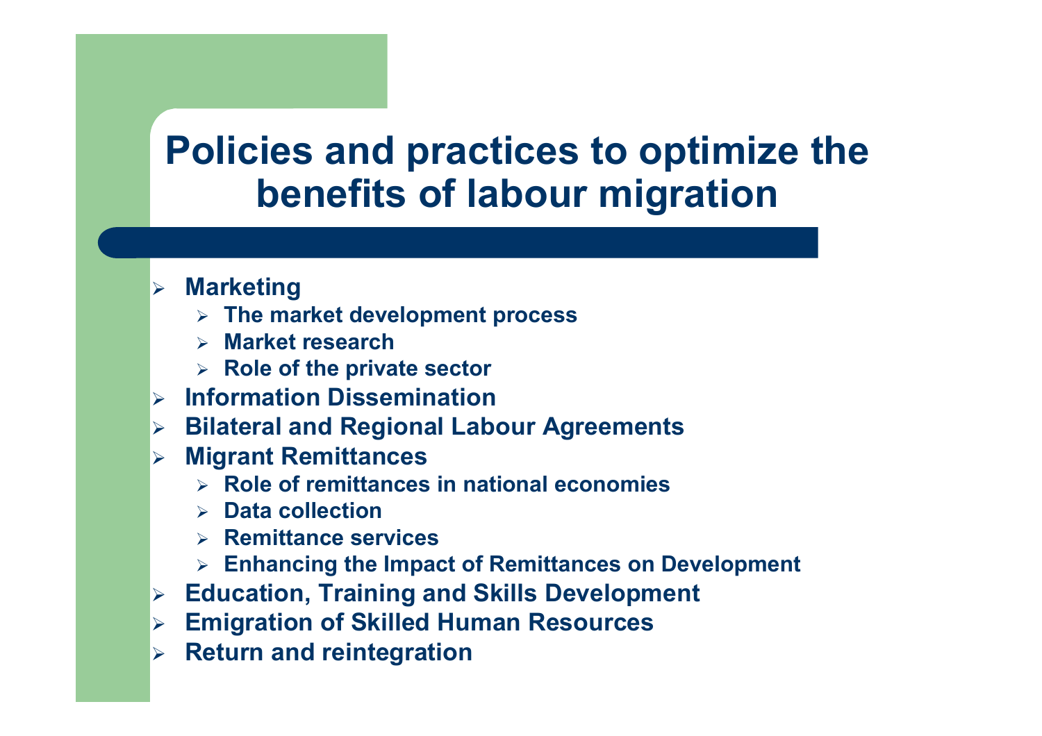# Policies and practices to optimize the benefits of labour migration

- **Marketing**
  - **The market development process**
  - **Market research**
  - **Role of the private sector**
- **Information Dissemination**
- **Bilateral and Regional Labour Agreements**
- **Migrant Remittances**
  - **Role of remittances in national economies**
  - **Data collection**
  - **Remittance services**
  - **Enhancing the Impact of Remittances on Development**
- **Education, Training and Skills Development**
- **Emigration of Skilled Human Resources**
- **Return and reintegration**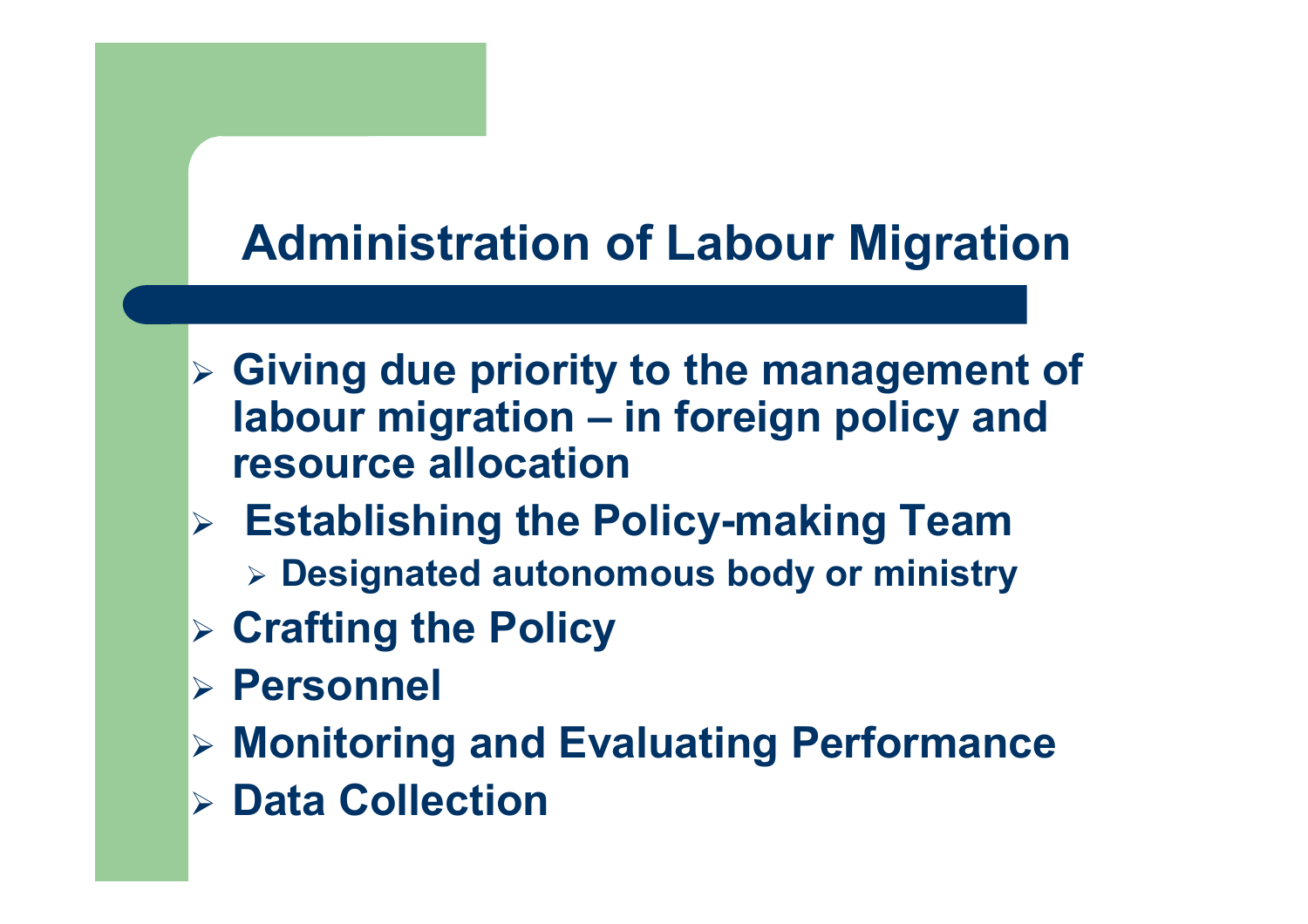# Administration of Labour Migration

- **Giving due priority to the management of labour migration – in foreign policy and resource allocation**
- **Establishing the Policy-making Team**
  - **Designated autonomous body or ministry**
- **Crafting the Policy**
- **Personnel**
- **Monitoring and Evaluating Performance**
- **Data Collection**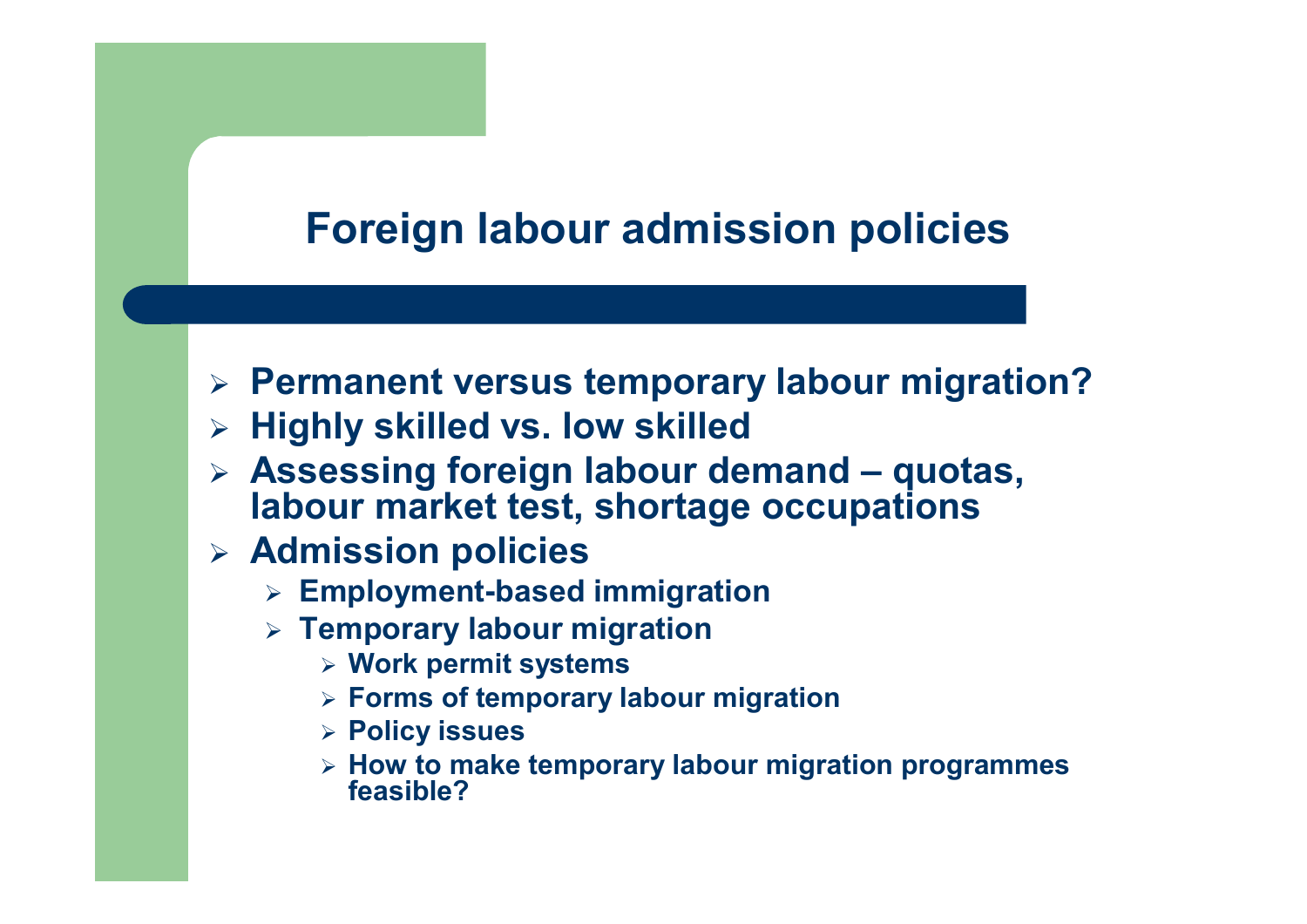# Foreign labour admission policies

- Permanent versus temporary labour migration?
- Highly skilled vs. low skilled
- Assessing foreign labour demand – quotas, labour market test, shortage occupations
- Admission policies
  - Employment-based immigration
  - Temporary labour migration
    - Work permit systems
    - Forms of temporary labour migration
    - Policy issues
    - How to make temporary labour migration programmes feasible?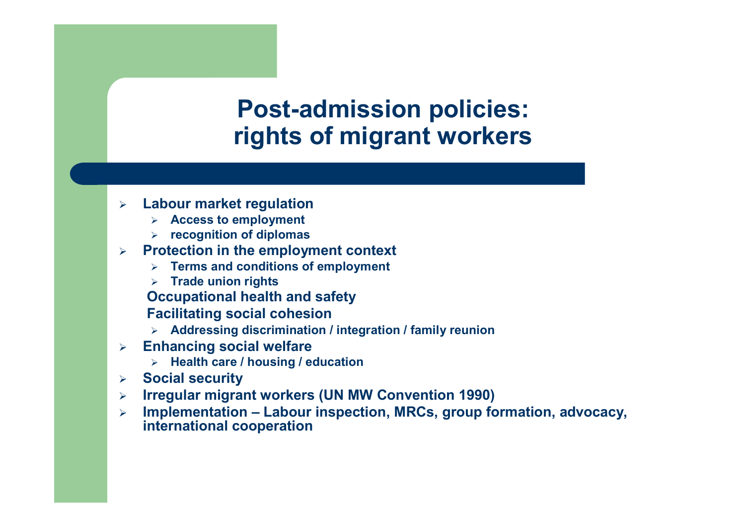# Post-admission policies: rights of migrant workers

- **Labour market regulation**
  - **Access to employment**
  - **recognition of diplomas**
- **Protection in the employment context**
  - **Terms and conditions of employment**
  - **Trade union rights**

  **Occupational health and safety**

  **Facilitating social cohesion**
  - **Addressing discrimination / integration / family reunion**
- **Enhancing social welfare**
  - **Health care / housing / education**
- **Social security**
- **Irregular migrant workers (UN MW Convention 1990)**
- **Implementation – Labour inspection, MRCs, group formation, advocacy, international cooperation**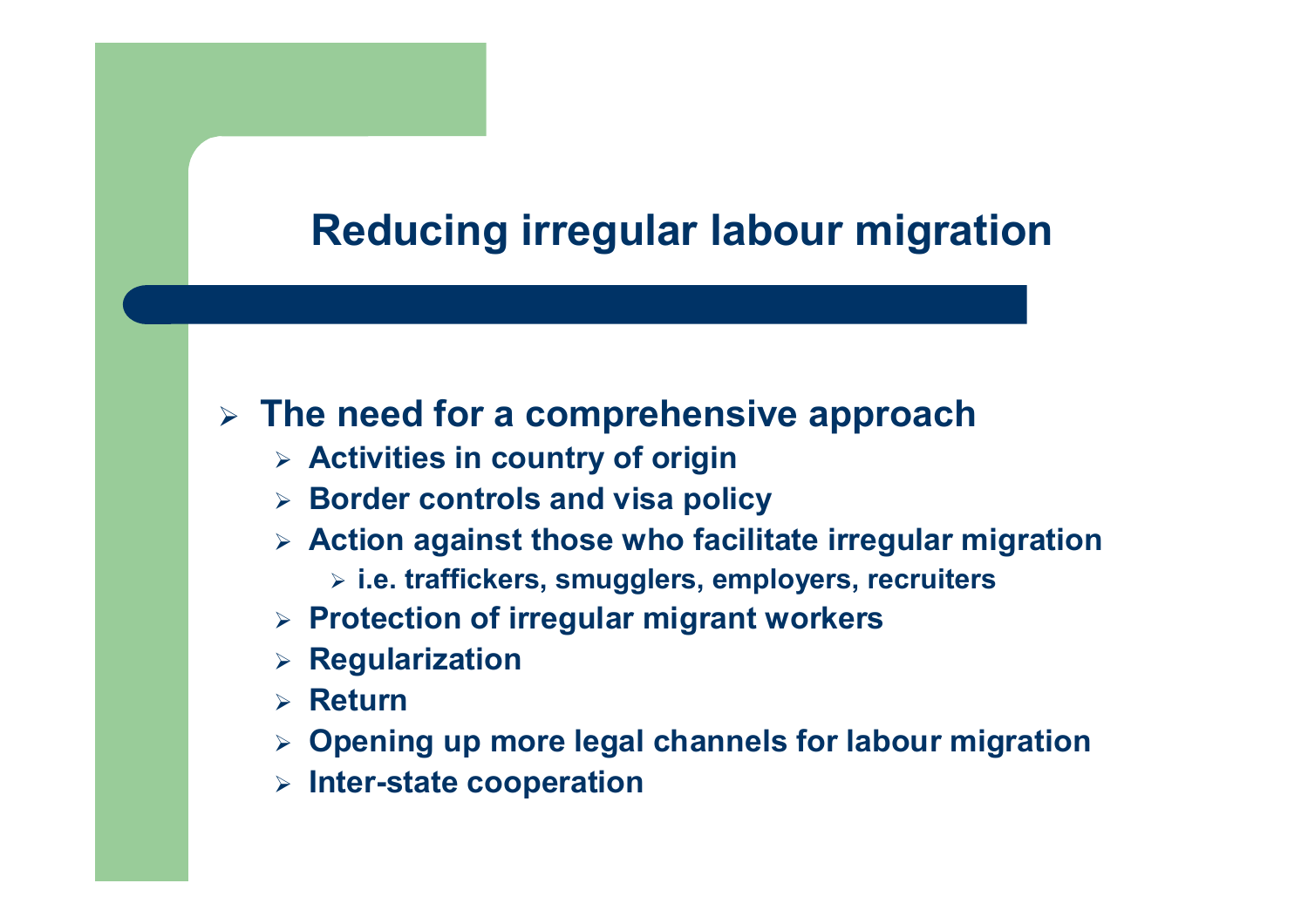# Reducing irregular labour migration

- **The need for a comprehensive approach**
  - **Activities in country of origin**
  - **Border controls and visa policy**
  - **Action against those who facilitate irregular migration**
    - **i.e. traffickers, smugglers, employers, recruiters**
  - **Protection of irregular migrant workers**
  - **Regularization**
  - **Return**
  - **Opening up more legal channels for labour migration**
  - **Inter-state cooperation**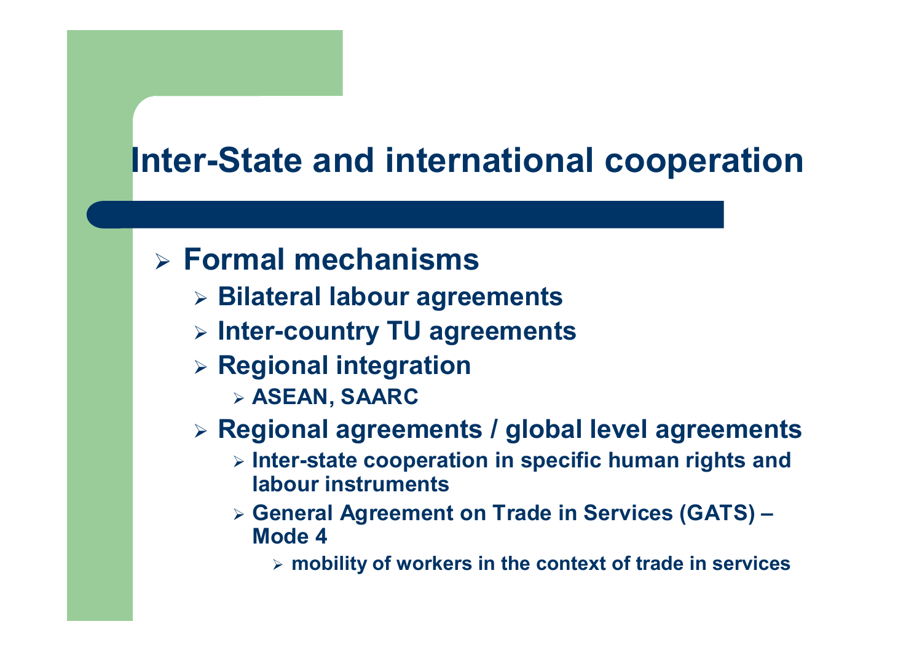# Inter-State and international cooperation

- **Formal mechanisms**
  - **Bilateral labour agreements**
  - **Inter-country TU agreements**
  - **Regional integration**
    - **ASEAN, SAARC**
  - **Regional agreements / global level agreements**
    - **Inter-state cooperation in specific human rights and labour instruments**
    - **General Agreement on Trade in Services (GATS) – Mode 4**
      - **mobility of workers in the context of trade in services**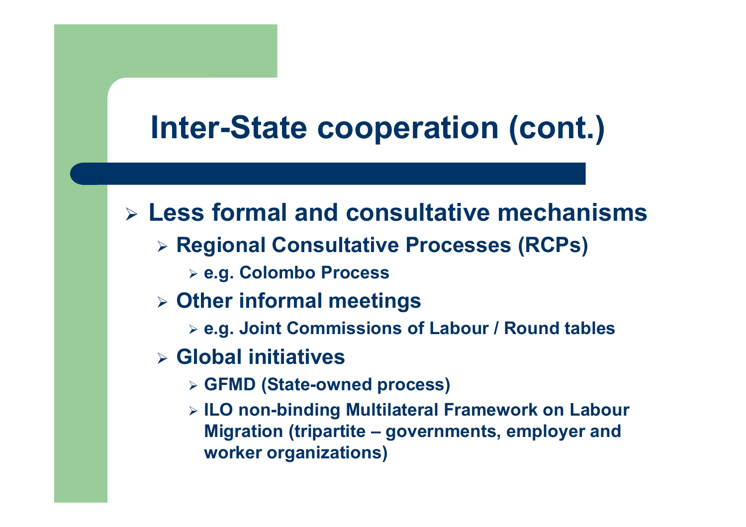# Inter-State cooperation (cont.)

- **Less formal and consultative mechanisms**
  - **Regional Consultative Processes (RCPs)**
    - **e.g. Colombo Process**
  - **Other informal meetings**
    - **e.g. Joint Commissions of Labour / Round tables**
  - **Global initiatives**
    - **GFMD (State-owned process)**
    - **ILO non-binding Multilateral Framework on Labour Migration (tripartite – governments, employer and worker organizations)**